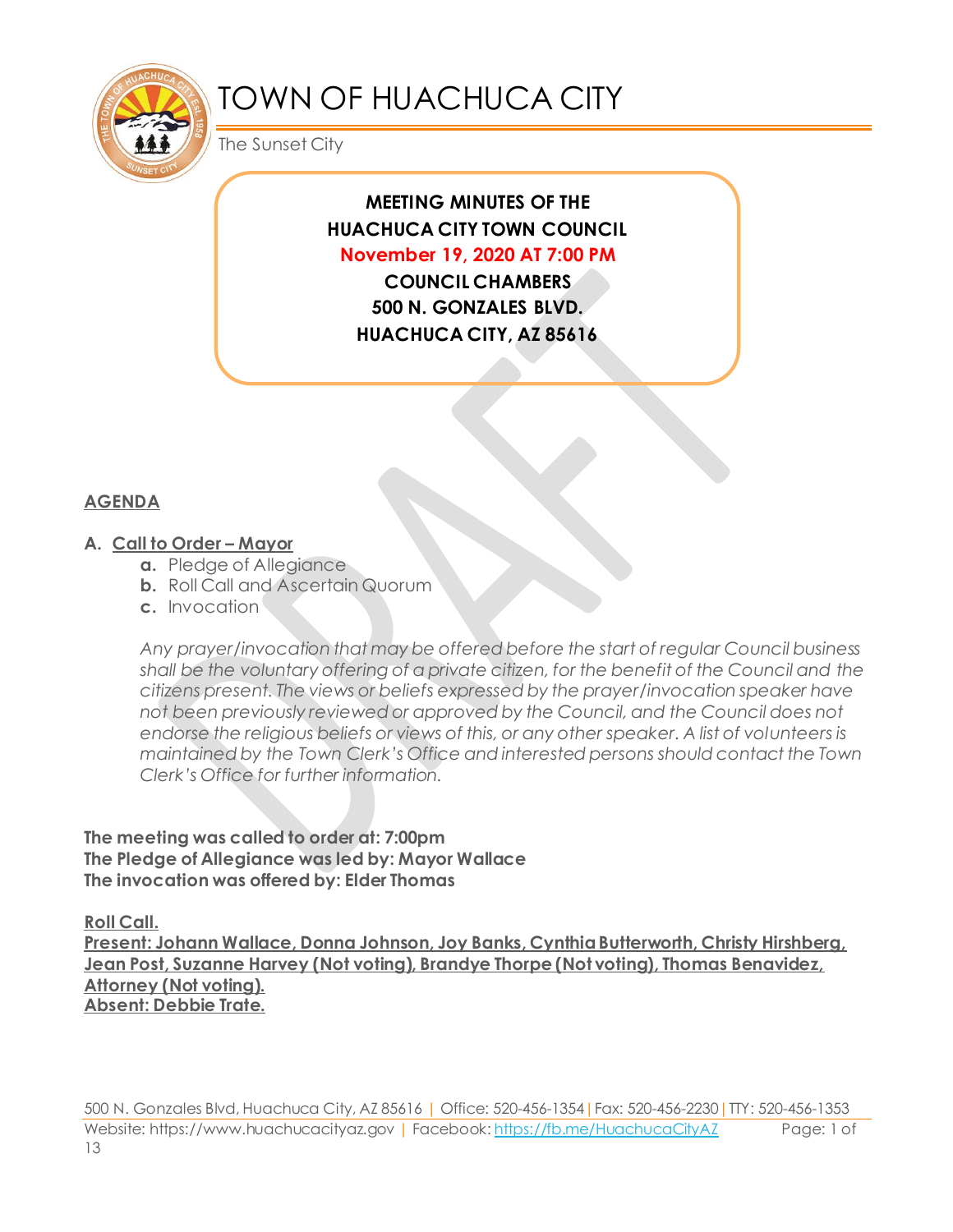# TOWN OF HUACHUCA CITY

The Sunset City

**MEETING MINUTES OF THE**
**HUACHUCA CITY TOWN COUNCIL**
**November 19, 2020 AT 7:00 PM**
**COUNCIL CHAMBERS**
**500 N. GONZALES BLVD.**
**HUACHUCA CITY, AZ 85616**

## AGENDA

**A. Call to Order – Mayor**

- **a.** Pledge of Allegiance
- **b.** Roll Call and Ascertain Quorum
- **c.** Invocation

*Any prayer/invocation that may be offered before the start of regular Council business shall be the voluntary offering of a private citizen, for the benefit of the Council and the citizens present. The views or beliefs expressed by the prayer/invocation speaker have not been previously reviewed or approved by the Council, and the Council does not endorse the religious beliefs or views of this, or any other speaker. A list of volunteers is maintained by the Town Clerk's Office and interested persons should contact the Town Clerk's Office for further information.*

**The meeting was called to order at: 7:00pm**
**The Pledge of Allegiance was led by: Mayor Wallace**
**The invocation was offered by: Elder Thomas**

**Roll Call.**
**Present: Johann Wallace, Donna Johnson, Joy Banks, Cynthia Butterworth, Christy Hirshberg, Jean Post, Suzanne Harvey (Not voting), Brandye Thorpe (Not voting), Thomas Benavidez, Attorney (Not voting).**
**Absent: Debbie Trate.**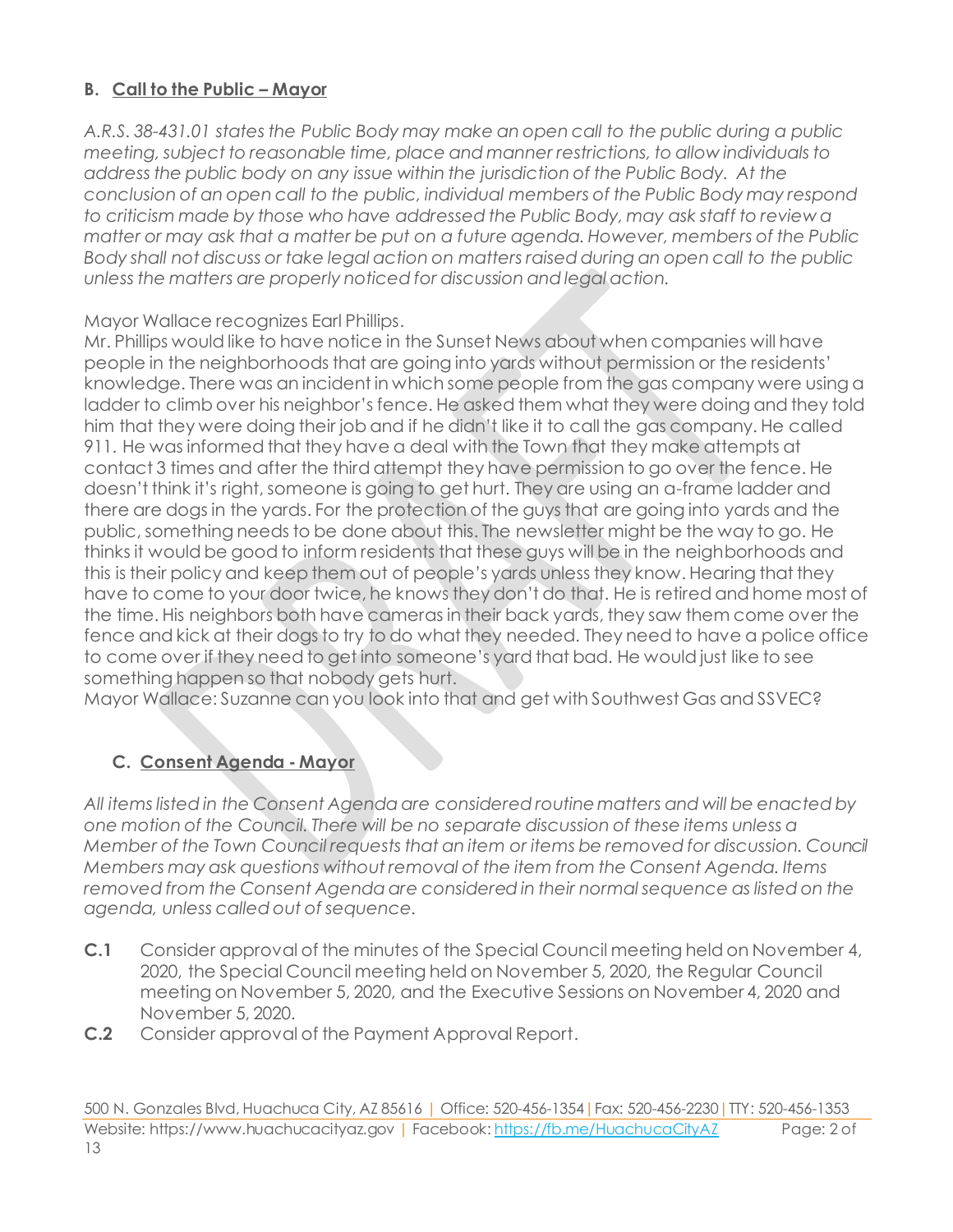## B. Call to the Public – Mayor

*A.R.S. 38-431.01 states the Public Body may make an open call to the public during a public meeting, subject to reasonable time, place and manner restrictions, to allow individuals to address the public body on any issue within the jurisdiction of the Public Body. At the conclusion of an open call to the public, individual members of the Public Body may respond to criticism made by those who have addressed the Public Body, may ask staff to review a matter or may ask that a matter be put on a future agenda. However, members of the Public Body shall not discuss or take legal action on matters raised during an open call to the public unless the matters are properly noticed for discussion and legal action.*

Mayor Wallace recognizes Earl Phillips.

Mr. Phillips would like to have notice in the Sunset News about when companies will have people in the neighborhoods that are going into yards without permission or the residents' knowledge. There was an incident in which some people from the gas company were using a ladder to climb over his neighbor's fence. He asked them what they were doing and they told him that they were doing their job and if he didn't like it to call the gas company. He called 911. He was informed that they have a deal with the Town that they make attempts at contact 3 times and after the third attempt they have permission to go over the fence. He doesn't think it's right, someone is going to get hurt. They are using an a-frame ladder and there are dogs in the yards. For the protection of the guys that are going into yards and the public, something needs to be done about this. The newsletter might be the way to go. He thinks it would be good to inform residents that these guys will be in the neighborhoods and this is their policy and keep them out of people's yards unless they know. Hearing that they have to come to your door twice, he knows they don't do that. He is retired and home most of the time. His neighbors both have cameras in their back yards, they saw them come over the fence and kick at their dogs to try to do what they needed. They need to have a police office to come over if they need to get into someone's yard that bad. He would just like to see something happen so that nobody gets hurt.

Mayor Wallace: Suzanne can you look into that and get with Southwest Gas and SSVEC?

## C. Consent Agenda - Mayor

*All items listed in the Consent Agenda are considered routine matters and will be enacted by one motion of the Council. There will be no separate discussion of these items unless a Member of the Town Council requests that an item or items be removed for discussion. Council Members may ask questions without removal of the item from the Consent Agenda. Items removed from the Consent Agenda are considered in their normal sequence as listed on the agenda, unless called out of sequence.*

**C.1** Consider approval of the minutes of the Special Council meeting held on November 4, 2020, the Special Council meeting held on November 5, 2020, the Regular Council meeting on November 5, 2020, and the Executive Sessions on November 4, 2020 and November 5, 2020.

**C.2** Consider approval of the Payment Approval Report.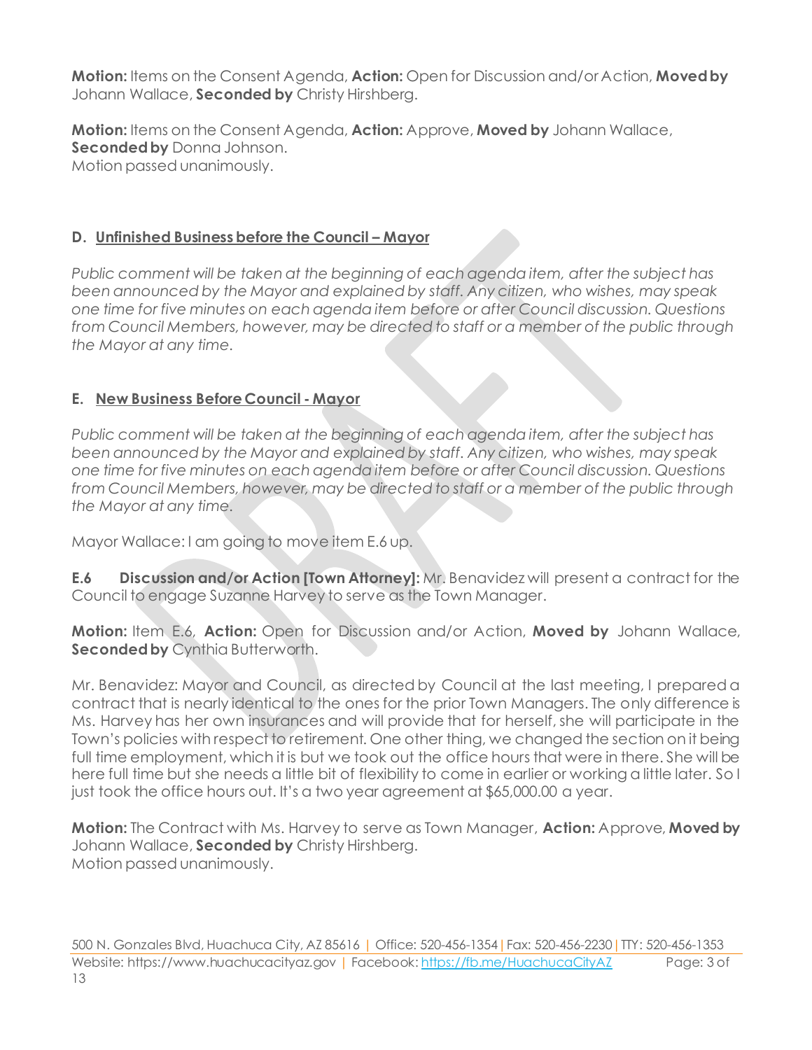**Motion:** Items on the Consent Agenda, **Action:** Open for Discussion and/or Action, **Moved by** Johann Wallace, **Seconded by** Christy Hirshberg.

**Motion:** Items on the Consent Agenda, **Action:** Approve, **Moved by** Johann Wallace, **Seconded by** Donna Johnson.
Motion passed unanimously.

## D. Unfinished Business before the Council – Mayor

*Public comment will be taken at the beginning of each agenda item, after the subject has been announced by the Mayor and explained by staff. Any citizen, who wishes, may speak one time for five minutes on each agenda item before or after Council discussion. Questions from Council Members, however, may be directed to staff or a member of the public through the Mayor at any time.*

## E. New Business Before Council - Mayor

*Public comment will be taken at the beginning of each agenda item, after the subject has been announced by the Mayor and explained by staff. Any citizen, who wishes, may speak one time for five minutes on each agenda item before or after Council discussion. Questions from Council Members, however, may be directed to staff or a member of the public through the Mayor at any time.*

Mayor Wallace: I am going to move item E.6 up.

**E.6 Discussion and/or Action [Town Attorney]:** Mr. Benavidez will present a contract for the Council to engage Suzanne Harvey to serve as the Town Manager.

**Motion:** Item E.6, **Action:** Open for Discussion and/or Action, **Moved by** Johann Wallace, **Seconded by** Cynthia Butterworth.

Mr. Benavidez: Mayor and Council, as directed by Council at the last meeting, I prepared a contract that is nearly identical to the ones for the prior Town Managers. The only difference is Ms. Harvey has her own insurances and will provide that for herself, she will participate in the Town's policies with respect to retirement. One other thing, we changed the section on it being full time employment, which it is but we took out the office hours that were in there. She will be here full time but she needs a little bit of flexibility to come in earlier or working a little later. So I just took the office hours out. It's a two year agreement at $65,000.00 a year.

**Motion:** The Contract with Ms. Harvey to serve as Town Manager, **Action:** Approve, **Moved by** Johann Wallace, **Seconded by** Christy Hirshberg.
Motion passed unanimously.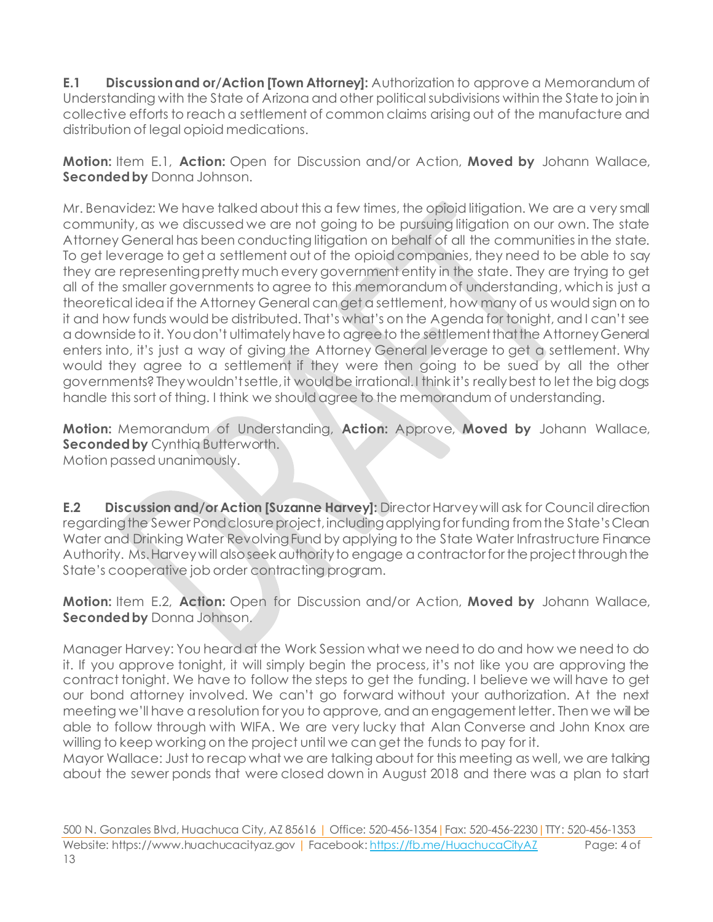**E.1 Discussion and or/Action [Town Attorney]:** Authorization to approve a Memorandum of Understanding with the State of Arizona and other political subdivisions within the State to join in collective efforts to reach a settlement of common claims arising out of the manufacture and distribution of legal opioid medications.

**Motion:** Item E.1, **Action:** Open for Discussion and/or Action, **Moved by** Johann Wallace, **Seconded by** Donna Johnson.

Mr. Benavidez: We have talked about this a few times, the opioid litigation. We are a very small community, as we discussed we are not going to be pursuing litigation on our own. The state Attorney General has been conducting litigation on behalf of all the communities in the state. To get leverage to get a settlement out of the opioid companies, they need to be able to say they are representing pretty much every government entity in the state. They are trying to get all of the smaller governments to agree to this memorandum of understanding, which is just a theoretical idea if the Attorney General can get a settlement, how many of us would sign on to it and how funds would be distributed. That's what's on the Agenda for tonight, and I can't see a downside to it. You don't ultimately have to agree to the settlement that the Attorney General enters into, it's just a way of giving the Attorney General leverage to get a settlement. Why would they agree to a settlement if they were then going to be sued by all the other governments? They wouldn't settle, it would be irrational. I think it's really best to let the big dogs handle this sort of thing. I think we should agree to the memorandum of understanding.

**Motion:** Memorandum of Understanding, **Action:** Approve, **Moved by** Johann Wallace, **Seconded by** Cynthia Butterworth.
Motion passed unanimously.

**E.2 Discussion and/or Action [Suzanne Harvey]:** Director Harvey will ask for Council direction regarding the Sewer Pond closure project, including applying for funding from the State's Clean Water and Drinking Water Revolving Fund by applying to the State Water Infrastructure Finance Authority. Ms. Harvey will also seek authority to engage a contractor for the project through the State's cooperative job order contracting program.

**Motion:** Item E.2, **Action:** Open for Discussion and/or Action, **Moved by** Johann Wallace, **Seconded by** Donna Johnson.

Manager Harvey: You heard at the Work Session what we need to do and how we need to do it. If you approve tonight, it will simply begin the process, it's not like you are approving the contract tonight. We have to follow the steps to get the funding. I believe we will have to get our bond attorney involved. We can't go forward without your authorization. At the next meeting we'll have a resolution for you to approve, and an engagement letter. Then we will be able to follow through with WIFA. We are very lucky that Alan Converse and John Knox are willing to keep working on the project until we can get the funds to pay for it.
Mayor Wallace: Just to recap what we are talking about for this meeting as well, we are talking about the sewer ponds that were closed down in August 2018 and there was a plan to start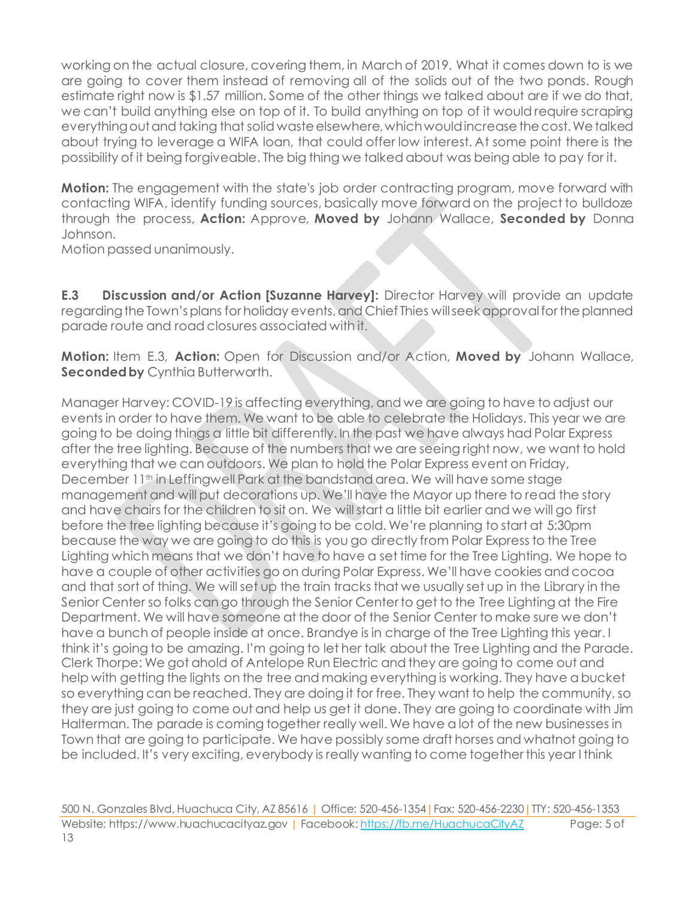working on the actual closure, covering them, in March of 2019. What it comes down to is we are going to cover them instead of removing all of the solids out of the two ponds. Rough estimate right now is $1.57 million. Some of the other things we talked about are if we do that, we can't build anything else on top of it. To build anything on top of it would require scraping everything out and taking that solid waste elsewhere, which would increase the cost. We talked about trying to leverage a WIFA loan, that could offer low interest. At some point there is the possibility of it being forgiveable. The big thing we talked about was being able to pay for it.

**Motion:** The engagement with the state's job order contracting program, move forward with contacting WIFA, identify funding sources, basically move forward on the project to bulldoze through the process, **Action:** Approve, **Moved by** Johann Wallace, **Seconded by** Donna Johnson.
Motion passed unanimously.

**E.3 Discussion and/or Action [Suzanne Harvey]:** Director Harvey will provide an update regarding the Town's plans for holiday events, and Chief Thies will seek approval for the planned parade route and road closures associated with it.

**Motion:** Item E.3, **Action:** Open for Discussion and/or Action, **Moved by** Johann Wallace, **Seconded by** Cynthia Butterworth.

Manager Harvey: COVID-19 is affecting everything, and we are going to have to adjust our events in order to have them. We want to be able to celebrate the Holidays. This year we are going to be doing things a little bit differently. In the past we have always had Polar Express after the tree lighting. Because of the numbers that we are seeing right now, we want to hold everything that we can outdoors. We plan to hold the Polar Express event on Friday, December 11th in Leffingwell Park at the bandstand area. We will have some stage management and will put decorations up. We'll have the Mayor up there to read the story and have chairs for the children to sit on. We will start a little bit earlier and we will go first before the tree lighting because it's going to be cold. We're planning to start at 5:30pm because the way we are going to do this is you go directly from Polar Express to the Tree Lighting which means that we don't have to have a set time for the Tree Lighting. We hope to have a couple of other activities go on during Polar Express. We'll have cookies and cocoa and that sort of thing. We will set up the train tracks that we usually set up in the Library in the Senior Center so folks can go through the Senior Center to get to the Tree Lighting at the Fire Department. We will have someone at the door of the Senior Center to make sure we don't have a bunch of people inside at once. Brandye is in charge of the Tree Lighting this year. I think it's going to be amazing. I'm going to let her talk about the Tree Lighting and the Parade.
Clerk Thorpe: We got ahold of Antelope Run Electric and they are going to come out and help with getting the lights on the tree and making everything is working. They have a bucket so everything can be reached. They are doing it for free. They want to help the community, so they are just going to come out and help us get it done. They are going to coordinate with Jim Halterman. The parade is coming together really well. We have a lot of the new businesses in Town that are going to participate. We have possibly some draft horses and whatnot going to be included. It's very exciting, everybody is really wanting to come together this year I think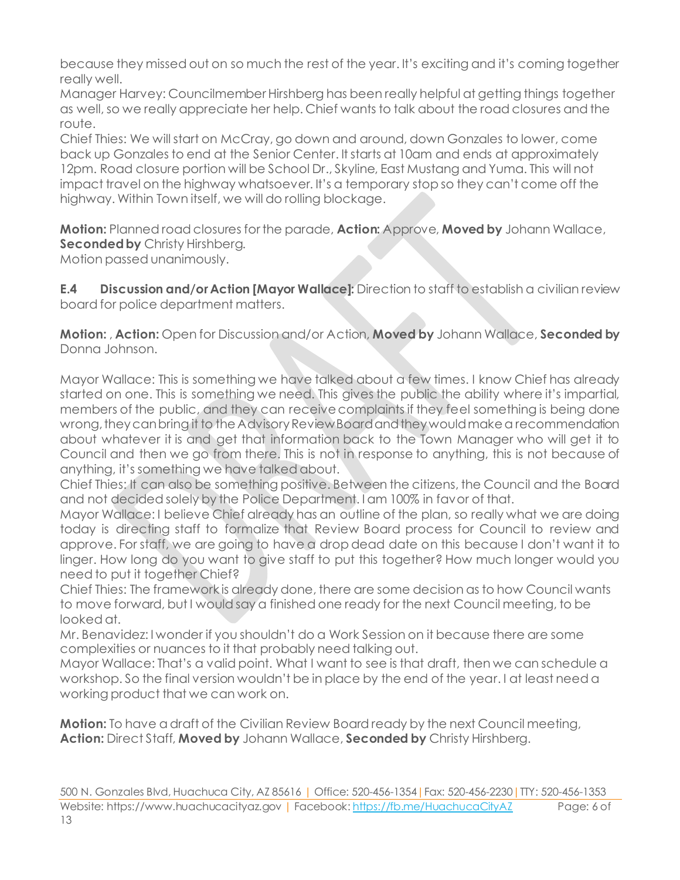because they missed out on so much the rest of the year. It's exciting and it's coming together really well.
Manager Harvey: Councilmember Hirshberg has been really helpful at getting things together as well, so we really appreciate her help. Chief wants to talk about the road closures and the route.
Chief Thies: We will start on McCray, go down and around, down Gonzales to lower, come back up Gonzales to end at the Senior Center. It starts at 10am and ends at approximately 12pm. Road closure portion will be School Dr., Skyline, East Mustang and Yuma. This will not impact travel on the highway whatsoever. It's a temporary stop so they can't come off the highway. Within Town itself, we will do rolling blockage.

**Motion:** Planned road closures for the parade, **Action:** Approve, **Moved by** Johann Wallace, **Seconded by** Christy Hirshberg.
Motion passed unanimously.

**E.4 Discussion and/or Action [Mayor Wallace]:** Direction to staff to establish a civilian review board for police department matters.

**Motion:** , **Action:** Open for Discussion and/or Action, **Moved by** Johann Wallace, **Seconded by** Donna Johnson.

Mayor Wallace: This is something we have talked about a few times. I know Chief has already started on one. This is something we need. This gives the public the ability where it's impartial, members of the public, and they can receive complaints if they feel something is being done wrong, they can bring it to the Advisory Review Board and they would make a recommendation about whatever it is and get that information back to the Town Manager who will get it to Council and then we go from there. This is not in response to anything, this is not because of anything, it's something we have talked about.
Chief Thies: It can also be something positive. Between the citizens, the Council and the Board and not decided solely by the Police Department. I am 100% in favor of that.
Mayor Wallace: I believe Chief already has an outline of the plan, so really what we are doing today is directing staff to formalize that Review Board process for Council to review and approve. For staff, we are going to have a drop dead date on this because I don't want it to linger. How long do you want to give staff to put this together? How much longer would you need to put it together Chief?
Chief Thies: The framework is already done, there are some decision as to how Council wants to move forward, but I would say a finished one ready for the next Council meeting, to be looked at.
Mr. Benavidez: I wonder if you shouldn't do a Work Session on it because there are some complexities or nuances to it that probably need talking out.
Mayor Wallace: That's a valid point. What I want to see is that draft, then we can schedule a workshop. So the final version wouldn't be in place by the end of the year. I at least need a working product that we can work on.

**Motion:** To have a draft of the Civilian Review Board ready by the next Council meeting, **Action:** Direct Staff, **Moved by** Johann Wallace, **Seconded by** Christy Hirshberg.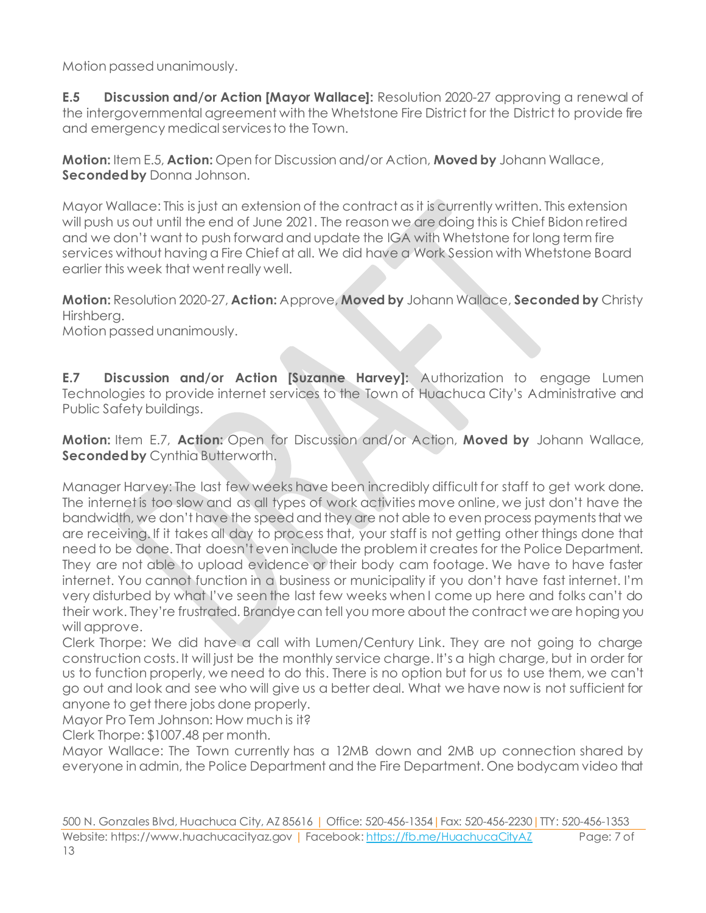Motion passed unanimously.

**E.5 Discussion and/or Action [Mayor Wallace]:** Resolution 2020-27 approving a renewal of the intergovernmental agreement with the Whetstone Fire District for the District to provide fire and emergency medical services to the Town.

**Motion:** Item E.5, **Action:** Open for Discussion and/or Action, **Moved by** Johann Wallace, **Seconded by** Donna Johnson.

Mayor Wallace: This is just an extension of the contract as it is currently written. This extension will push us out until the end of June 2021. The reason we are doing this is Chief Bidon retired and we don't want to push forward and update the IGA with Whetstone for long term fire services without having a Fire Chief at all. We did have a Work Session with Whetstone Board earlier this week that went really well.

**Motion:** Resolution 2020-27, **Action:** Approve, **Moved by** Johann Wallace, **Seconded by** Christy Hirshberg.
Motion passed unanimously.

**E.7 Discussion and/or Action [Suzanne Harvey]:** Authorization to engage Lumen Technologies to provide internet services to the Town of Huachuca City's Administrative and Public Safety buildings.

**Motion:** Item E.7, **Action:** Open for Discussion and/or Action, **Moved by** Johann Wallace, **Seconded by** Cynthia Butterworth.

Manager Harvey: The last few weeks have been incredibly difficult for staff to get work done. The internet is too slow and as all types of work activities move online, we just don't have the bandwidth, we don't have the speed and they are not able to even process payments that we are receiving. If it takes all day to process that, your staff is not getting other things done that need to be done. That doesn't even include the problem it creates for the Police Department. They are not able to upload evidence or their body cam footage. We have to have faster internet. You cannot function in a business or municipality if you don't have fast internet. I'm very disturbed by what I've seen the last few weeks when I come up here and folks can't do their work. They're frustrated. Brandye can tell you more about the contract we are hoping you will approve.
Clerk Thorpe: We did have a call with Lumen/Century Link. They are not going to charge construction costs. It will just be the monthly service charge. It's a high charge, but in order for us to function properly, we need to do this. There is no option but for us to use them, we can't go out and look and see who will give us a better deal. What we have now is not sufficient for anyone to get there jobs done properly.
Mayor Pro Tem Johnson: How much is it?
Clerk Thorpe: $1007.48 per month.
Mayor Wallace: The Town currently has a 12MB down and 2MB up connection shared by everyone in admin, the Police Department and the Fire Department. One bodycam video that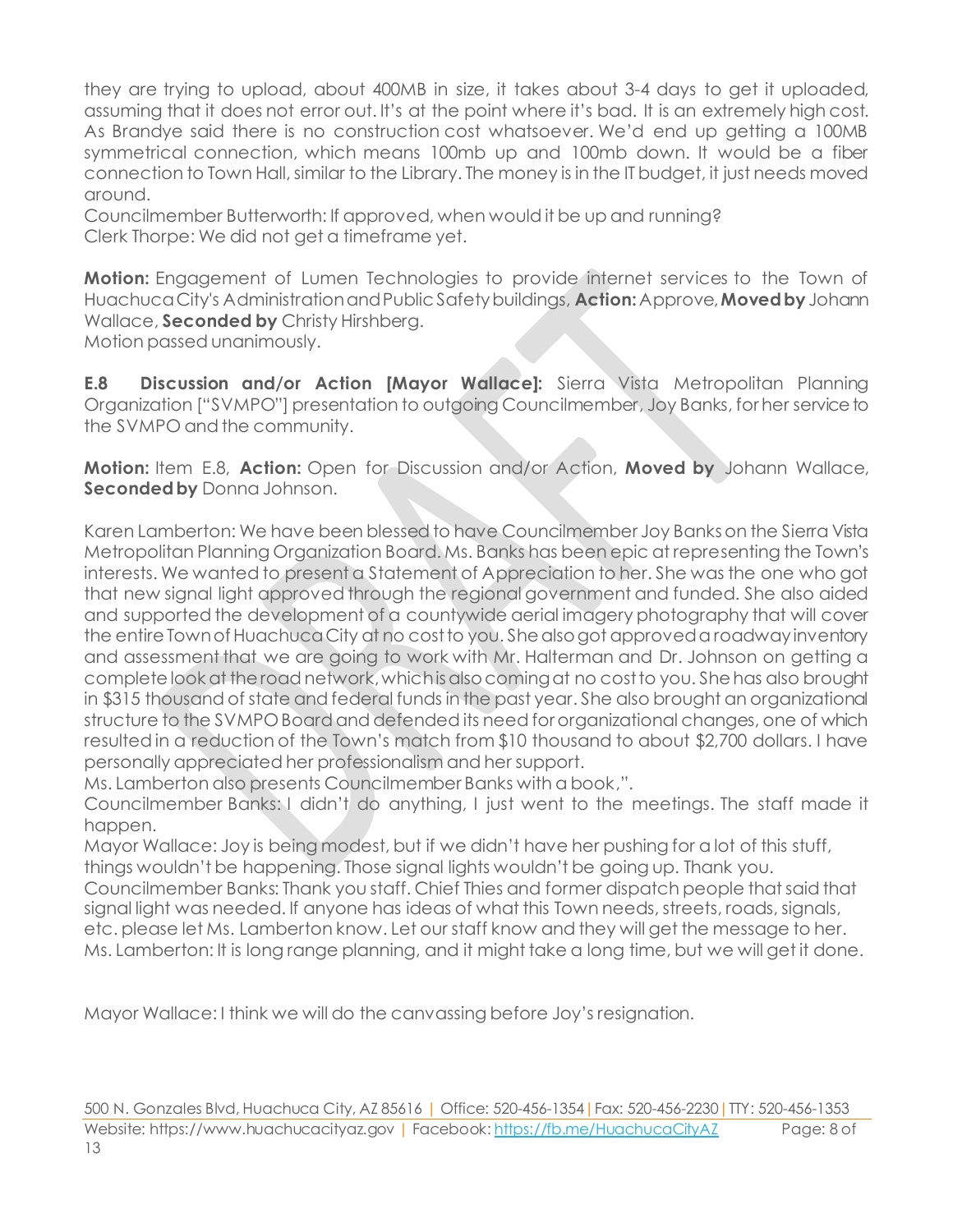they are trying to upload, about 400MB in size, it takes about 3-4 days to get it uploaded, assuming that it does not error out. It's at the point where it's bad. It is an extremely high cost. As Brandye said there is no construction cost whatsoever. We'd end up getting a 100MB symmetrical connection, which means 100mb up and 100mb down. It would be a fiber connection to Town Hall, similar to the Library. The money is in the IT budget, it just needs moved around.
Councilmember Butterworth: If approved, when would it be up and running?
Clerk Thorpe: We did not get a timeframe yet.

**Motion:** Engagement of Lumen Technologies to provide internet services to the Town of Huachuca City's Administration and Public Safety buildings, **Action:** Approve, **Moved by** Johann Wallace, **Seconded by** Christy Hirshberg.
Motion passed unanimously.

**E.8 Discussion and/or Action [Mayor Wallace]:** Sierra Vista Metropolitan Planning Organization ["SVMPO"] presentation to outgoing Councilmember, Joy Banks, for her service to the SVMPO and the community.

**Motion:** Item E.8, **Action:** Open for Discussion and/or Action, **Moved by** Johann Wallace, **Seconded by** Donna Johnson.

Karen Lamberton: We have been blessed to have Councilmember Joy Banks on the Sierra Vista Metropolitan Planning Organization Board. Ms. Banks has been epic at representing the Town's interests. We wanted to present a Statement of Appreciation to her. She was the one who got that new signal light approved through the regional government and funded. She also aided and supported the development of a countywide aerial imagery photography that will cover the entire Town of Huachuca City at no cost to you. She also got approved a roadway inventory and assessment that we are going to work with Mr. Halterman and Dr. Johnson on getting a complete look at the road network, which is also coming at no cost to you. She has also brought in $315 thousand of state and federal funds in the past year. She also brought an organizational structure to the SVMPO Board and defended its need for organizational changes, one of which resulted in a reduction of the Town's match from $10 thousand to about $2,700 dollars. I have personally appreciated her professionalism and her support.
Ms. Lamberton also presents Councilmember Banks with a book,".
Councilmember Banks: I didn't do anything, I just went to the meetings. The staff made it happen.
Mayor Wallace: Joy is being modest, but if we didn't have her pushing for a lot of this stuff, things wouldn't be happening. Those signal lights wouldn't be going up. Thank you.
Councilmember Banks: Thank you staff. Chief Thies and former dispatch people that said that signal light was needed. If anyone has ideas of what this Town needs, streets, roads, signals, etc. please let Ms. Lamberton know. Let our staff know and they will get the message to her.
Ms. Lamberton: It is long range planning, and it might take a long time, but we will get it done.

Mayor Wallace: I think we will do the canvassing before Joy's resignation.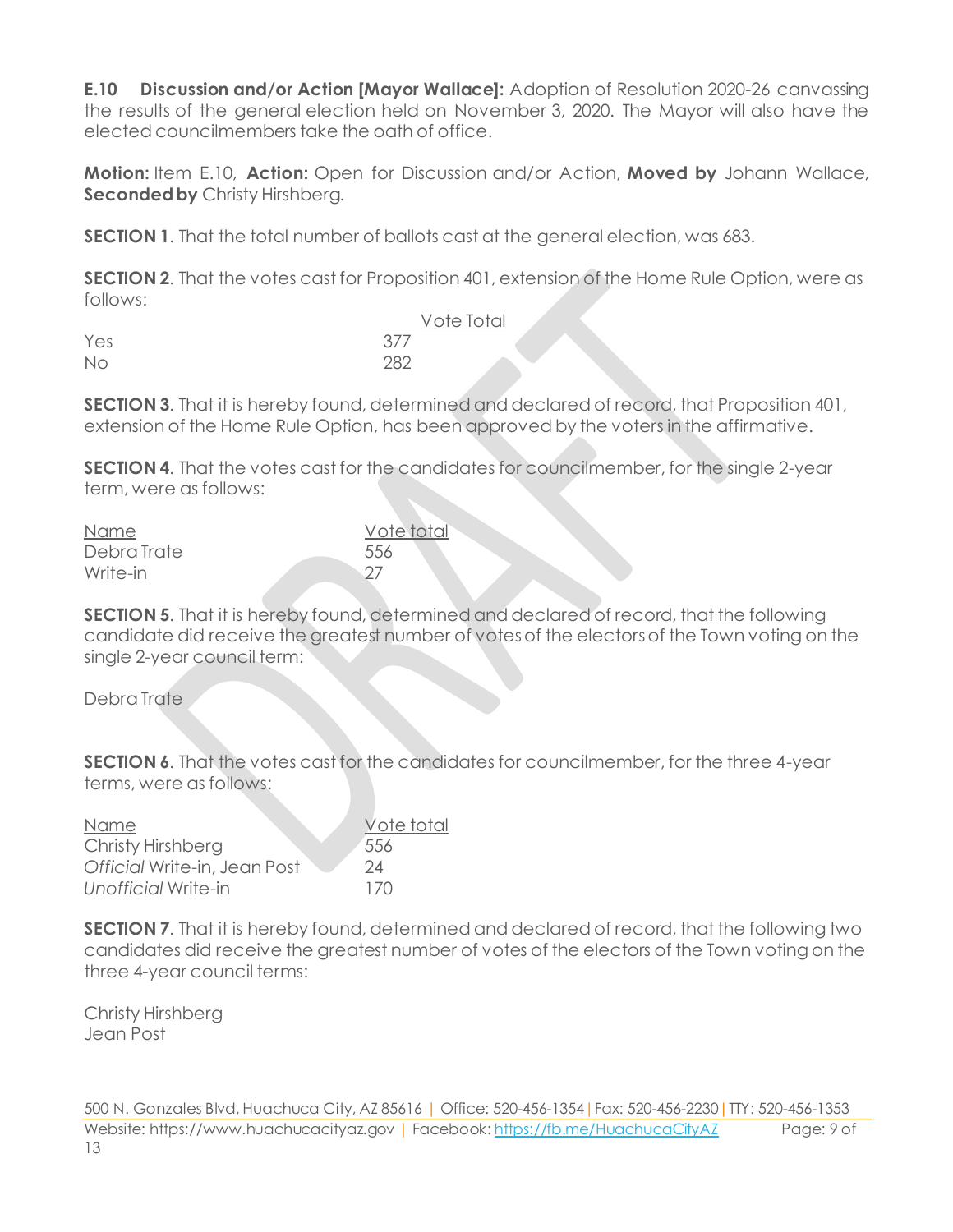**E.10 Discussion and/or Action [Mayor Wallace]:** Adoption of Resolution 2020-26 canvassing the results of the general election held on November 3, 2020. The Mayor will also have the elected councilmembers take the oath of office.

**Motion:** Item E.10, **Action:** Open for Discussion and/or Action, **Moved by** Johann Wallace, **Seconded by** Christy Hirshberg.

**SECTION 1**. That the total number of ballots cast at the general election, was 683.

**SECTION 2**. That the votes cast for Proposition 401, extension of the Home Rule Option, were as follows:

| | Vote Total |
|---|---|
| Yes | 377 |
| No | 282 |

**SECTION 3**. That it is hereby found, determined and declared of record, that Proposition 401, extension of the Home Rule Option, has been approved by the voters in the affirmative.

**SECTION 4**. That the votes cast for the candidates for councilmember, for the single 2-year term, were as follows:

| Name | Vote total |
|---|---|
| Debra Trate | 556 |
| Write-in | 27 |

**SECTION 5**. That it is hereby found, determined and declared of record, that the following candidate did receive the greatest number of votes of the electors of the Town voting on the single 2-year council term:

Debra Trate

**SECTION 6**. That the votes cast for the candidates for councilmember, for the three 4-year terms, were as follows:

| Name | Vote total |
|---|---|
| Christy Hirshberg | 556 |
| *Official* Write-in, Jean Post | 24 |
| *Unofficial* Write-in | 170 |

**SECTION 7**. That it is hereby found, determined and declared of record, that the following two candidates did receive the greatest number of votes of the electors of the Town voting on the three 4-year council terms:

Christy Hirshberg
Jean Post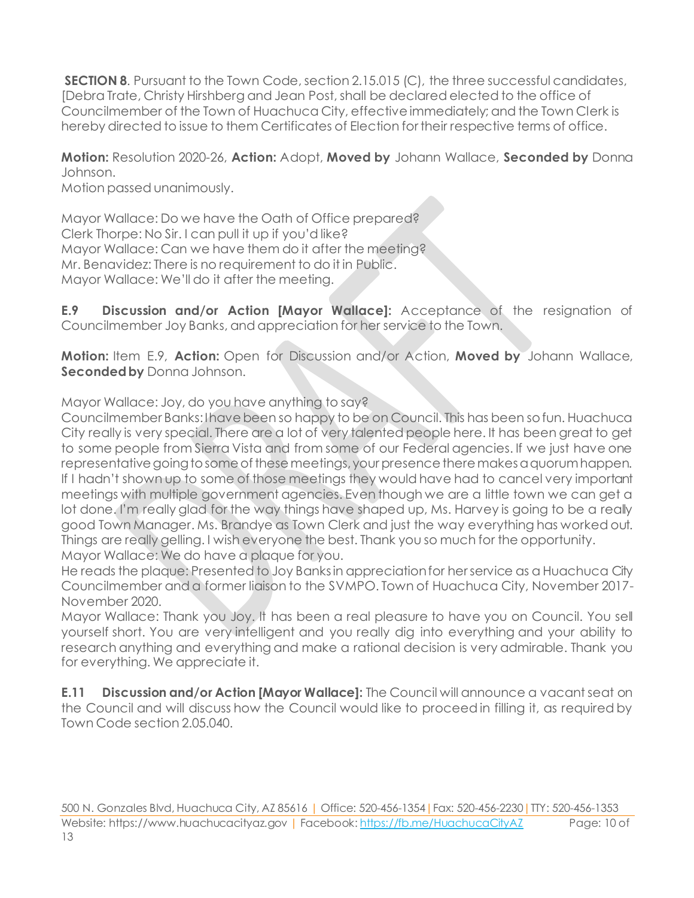**SECTION 8**. Pursuant to the Town Code, section 2.15.015 (C), the three successful candidates, [Debra Trate, Christy Hirshberg and Jean Post, shall be declared elected to the office of Councilmember of the Town of Huachuca City, effective immediately; and the Town Clerk is hereby directed to issue to them Certificates of Election for their respective terms of office.

**Motion:** Resolution 2020-26, **Action:** Adopt, **Moved by** Johann Wallace, **Seconded by** Donna Johnson.
Motion passed unanimously.

Mayor Wallace: Do we have the Oath of Office prepared?
Clerk Thorpe: No Sir. I can pull it up if you'd like?
Mayor Wallace: Can we have them do it after the meeting?
Mr. Benavidez: There is no requirement to do it in Public.
Mayor Wallace: We'll do it after the meeting.

**E.9 Discussion and/or Action [Mayor Wallace]:** Acceptance of the resignation of Councilmember Joy Banks, and appreciation for her service to the Town.

**Motion:** Item E.9, **Action:** Open for Discussion and/or Action, **Moved by** Johann Wallace, **Seconded by** Donna Johnson.

Mayor Wallace: Joy, do you have anything to say?
Councilmember Banks: I have been so happy to be on Council. This has been so fun. Huachuca City really is very special. There are a lot of very talented people here. It has been great to get to some people from Sierra Vista and from some of our Federal agencies. If we just have one representative going to some of these meetings, your presence there makes a quorum happen. If I hadn't shown up to some of those meetings they would have had to cancel very important meetings with multiple government agencies. Even though we are a little town we can get a lot done. I'm really glad for the way things have shaped up, Ms. Harvey is going to be a really good Town Manager. Ms. Brandye as Town Clerk and just the way everything has worked out. Things are really gelling. I wish everyone the best. Thank you so much for the opportunity.
Mayor Wallace: We do have a plaque for you.
He reads the plaque: Presented to Joy Banks in appreciation for her service as a Huachuca City Councilmember and a former liaison to the SVMPO. Town of Huachuca City, November 2017-November 2020.
Mayor Wallace: Thank you Joy. It has been a real pleasure to have you on Council. You sell yourself short. You are very intelligent and you really dig into everything and your ability to research anything and everything and make a rational decision is very admirable. Thank you for everything. We appreciate it.

**E.11 Discussion and/or Action [Mayor Wallace]:** The Council will announce a vacant seat on the Council and will discuss how the Council would like to proceed in filling it, as required by Town Code section 2.05.040.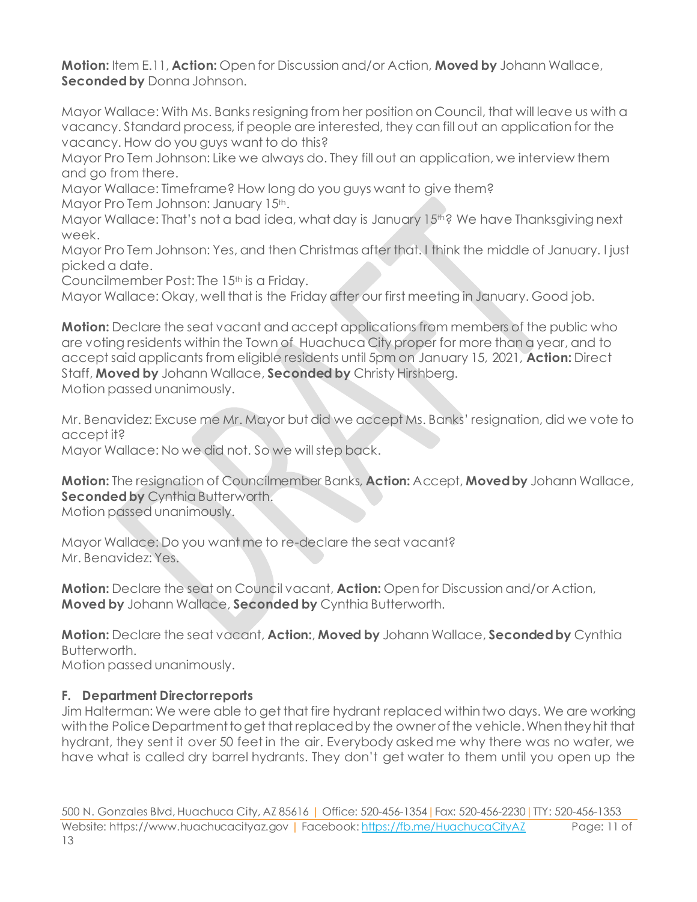**Motion:** Item E.11, **Action:** Open for Discussion and/or Action, **Moved by** Johann Wallace, **Seconded by** Donna Johnson.

Mayor Wallace: With Ms. Banks resigning from her position on Council, that will leave us with a vacancy. Standard process, if people are interested, they can fill out an application for the vacancy. How do you guys want to do this?
Mayor Pro Tem Johnson: Like we always do. They fill out an application, we interview them and go from there.
Mayor Wallace: Timeframe? How long do you guys want to give them?
Mayor Pro Tem Johnson: January 15th.
Mayor Wallace: That's not a bad idea, what day is January 15th? We have Thanksgiving next week.
Mayor Pro Tem Johnson: Yes, and then Christmas after that. I think the middle of January. I just picked a date.
Councilmember Post: The 15th is a Friday.
Mayor Wallace: Okay, well that is the Friday after our first meeting in January. Good job.

**Motion:** Declare the seat vacant and accept applications from members of the public who are voting residents within the Town of Huachuca City proper for more than a year, and to accept said applicants from eligible residents until 5pm on January 15, 2021, **Action:** Direct Staff, **Moved by** Johann Wallace, **Seconded by** Christy Hirshberg.
Motion passed unanimously.

Mr. Benavidez: Excuse me Mr. Mayor but did we accept Ms. Banks' resignation, did we vote to accept it?
Mayor Wallace: No we did not. So we will step back.

**Motion:** The resignation of Councilmember Banks, **Action:** Accept, **Moved by** Johann Wallace, **Seconded by** Cynthia Butterworth.
Motion passed unanimously.

Mayor Wallace: Do you want me to re-declare the seat vacant?
Mr. Benavidez: Yes.

**Motion:** Declare the seat on Council vacant, **Action:** Open for Discussion and/or Action, **Moved by** Johann Wallace, **Seconded by** Cynthia Butterworth.

**Motion:** Declare the seat vacant, **Action:**, **Moved by** Johann Wallace, **Seconded by** Cynthia Butterworth.
Motion passed unanimously.

### F. Department Director reports

Jim Halterman: We were able to get that fire hydrant replaced within two days. We are working with the Police Department to get that replaced by the owner of the vehicle. When they hit that hydrant, they sent it over 50 feet in the air. Everybody asked me why there was no water, we have what is called dry barrel hydrants. They don't get water to them until you open up the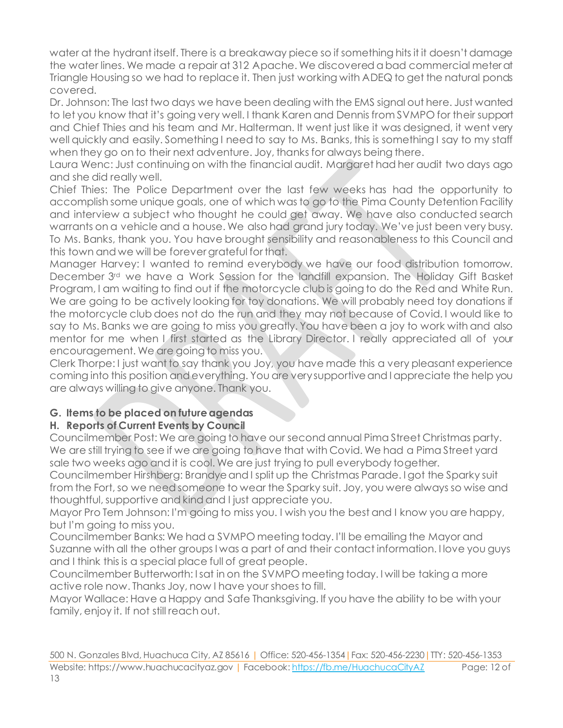water at the hydrant itself. There is a breakaway piece so if something hits it it doesn't damage the water lines. We made a repair at 312 Apache. We discovered a bad commercial meter at Triangle Housing so we had to replace it. Then just working with ADEQ to get the natural ponds covered.

Dr. Johnson: The last two days we have been dealing with the EMS signal out here. Just wanted to let you know that it's going very well. I thank Karen and Dennis from SVMPO for their support and Chief Thies and his team and Mr. Halterman. It went just like it was designed, it went very well quickly and easily. Something I need to say to Ms. Banks, this is something I say to my staff when they go on to their next adventure. Joy, thanks for always being there.

Laura Wenc: Just continuing on with the financial audit. Margaret had her audit two days ago and she did really well.

Chief Thies: The Police Department over the last few weeks has had the opportunity to accomplish some unique goals, one of which was to go to the Pima County Detention Facility and interview a subject who thought he could get away. We have also conducted search warrants on a vehicle and a house. We also had grand jury today. We've just been very busy. To Ms. Banks, thank you. You have brought sensibility and reasonableness to this Council and this town and we will be forever grateful for that.

Manager Harvey: I wanted to remind everybody we have our food distribution tomorrow. December 3rd we have a Work Session for the landfill expansion. The Holiday Gift Basket Program, I am waiting to find out if the motorcycle club is going to do the Red and White Run. We are going to be actively looking for toy donations. We will probably need toy donations if the motorcycle club does not do the run and they may not because of Covid. I would like to say to Ms. Banks we are going to miss you greatly. You have been a joy to work with and also mentor for me when I first started as the Library Director. I really appreciated all of your encouragement. We are going to miss you.

Clerk Thorpe: I just want to say thank you Joy, you have made this a very pleasant experience coming into this position and everything. You are very supportive and I appreciate the help you are always willing to give anyone. Thank you.

**G. Items to be placed on future agendas**

**H. Reports of Current Events by Council**

Councilmember Post: We are going to have our second annual Pima Street Christmas party. We are still trying to see if we are going to have that with Covid. We had a Pima Street yard sale two weeks ago and it is cool. We are just trying to pull everybody together.

Councilmember Hirshberg: Brandye and I split up the Christmas Parade. I got the Sparky suit from the Fort, so we need someone to wear the Sparky suit. Joy, you were always so wise and thoughtful, supportive and kind and I just appreciate you.

Mayor Pro Tem Johnson: I'm going to miss you. I wish you the best and I know you are happy, but I'm going to miss you.

Councilmember Banks: We had a SVMPO meeting today. I'll be emailing the Mayor and Suzanne with all the other groups I was a part of and their contact information. I love you guys and I think this is a special place full of great people.

Councilmember Butterworth: I sat in on the SVMPO meeting today. I will be taking a more active role now. Thanks Joy, now I have your shoes to fill.

Mayor Wallace: Have a Happy and Safe Thanksgiving. If you have the ability to be with your family, enjoy it. If not still reach out.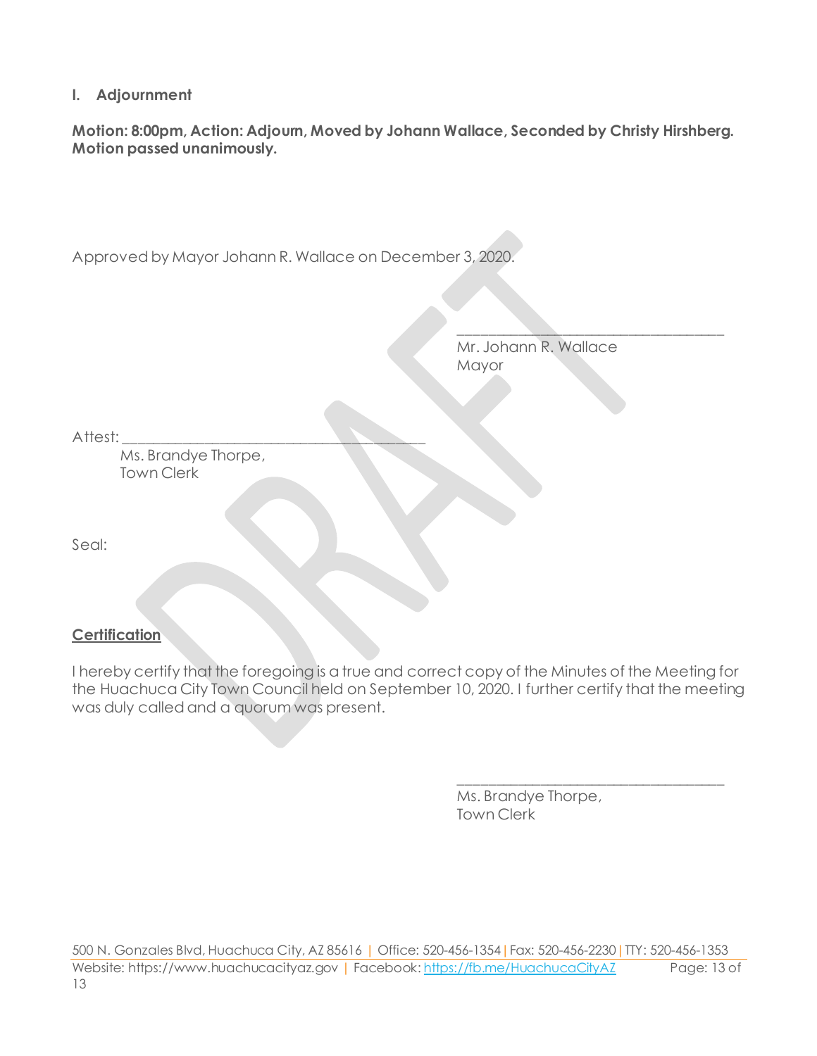### I. Adjournment

**Motion: 8:00pm, Action: Adjourn, Moved by Johann Wallace, Seconded by Christy Hirshberg. Motion passed unanimously.**

Approved by Mayor Johann R. Wallace on December 3, 2020.

\_\_\_\_\_\_\_\_\_\_\_\_\_\_\_\_\_\_\_\_\_\_\_\_\_\_\_\_\_\_\_\_\_\_\_\_\_\_
Mr. Johann R. Wallace
Mayor

Attest: \_\_\_\_\_\_\_\_\_\_\_\_\_\_\_\_\_\_\_\_\_\_\_\_\_\_\_\_\_\_\_\_\_\_\_\_\_\_\_\_\_\_\_
Ms. Brandye Thorpe,
Town Clerk

Seal:

**Certification**

I hereby certify that the foregoing is a true and correct copy of the Minutes of the Meeting for the Huachuca City Town Council held on September 10, 2020. I further certify that the meeting was duly called and a quorum was present.

\_\_\_\_\_\_\_\_\_\_\_\_\_\_\_\_\_\_\_\_\_\_\_\_\_\_\_\_\_\_\_\_\_\_\_\_\_\_
Ms. Brandye Thorpe,
Town Clerk